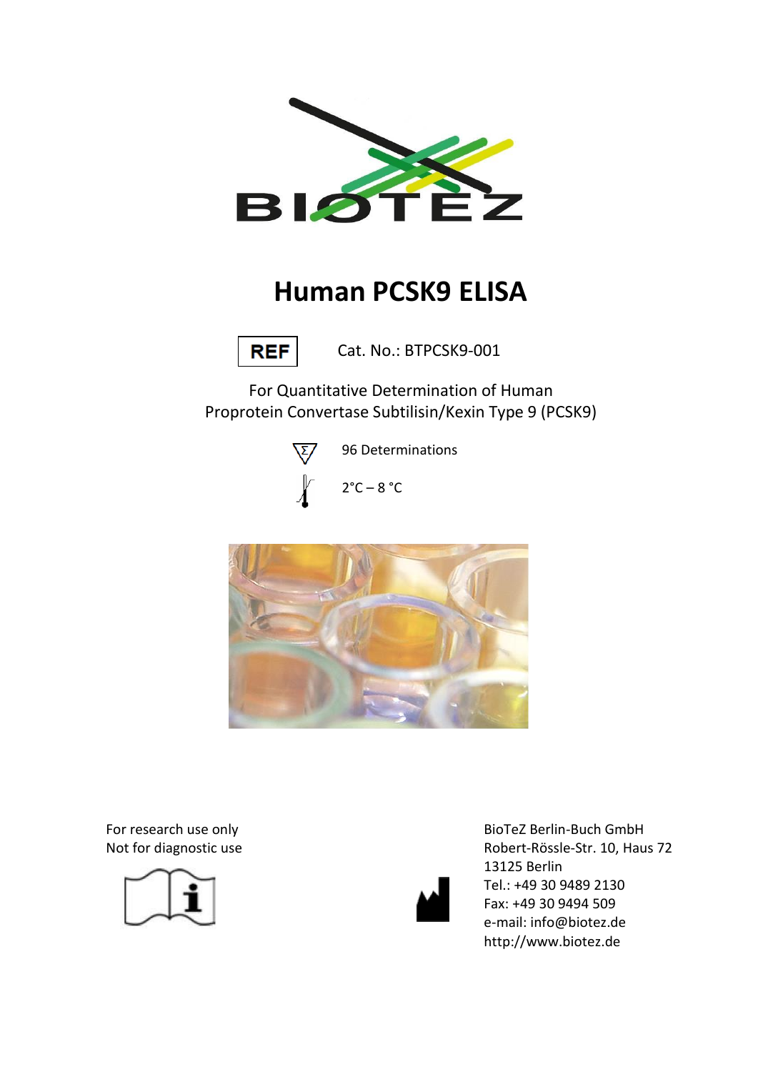BIOTEZ

# Human PCSK9 ELISA

REF Cat. No.: BTPCSK9-001

For Quantitative Determination of Human
Proprotein Convertase Subtilisin/Kexin Type 9 (PCSK9)

96 Determinations

2°C – 8 °C

For research use only
Not for diagnostic use

BioTeZ Berlin-Buch GmbH
Robert-Rössle-Str. 10, Haus 72
13125 Berlin
Tel.: +49 30 9489 2130
Fax: +49 30 9494 509
e-mail: info@biotez.de
http://www.biotez.de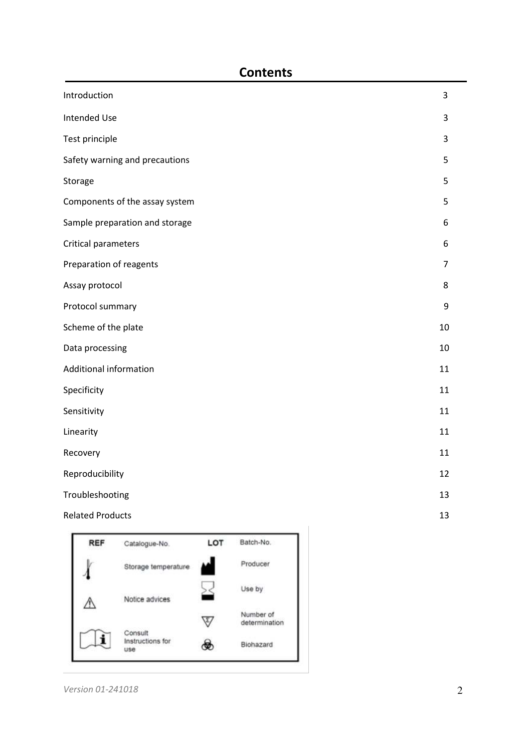## Contents

| | |
|---|---|
| Introduction | 3 |
| Intended Use | 3 |
| Test principle | 3 |
| Safety warning and precautions | 5 |
| Storage | 5 |
| Components of the assay system | 5 |
| Sample preparation and storage | 6 |
| Critical parameters | 6 |
| Preparation of reagents | 7 |
| Assay protocol | 8 |
| Protocol summary | 9 |
| Scheme of the plate | 10 |
| Data processing | 10 |
| Additional information | 11 |
| Specificity | 11 |
| Sensitivity | 11 |
| Linearity | 11 |
| Recovery | 11 |
| Reproducibility | 12 |
| Troubleshooting | 13 |
| Related Products | 13 |

| Symbol | Meaning | Symbol | Meaning |
|---|---|---|---|
| REF | Catalogue-No. | LOT | Batch-No. |
| | Storage temperature | | Producer |
| | Notice advices | | Use by |
| | | | Number of determination |
| | Consult Instructions for use | | Biohazard |

*Version 01-241018*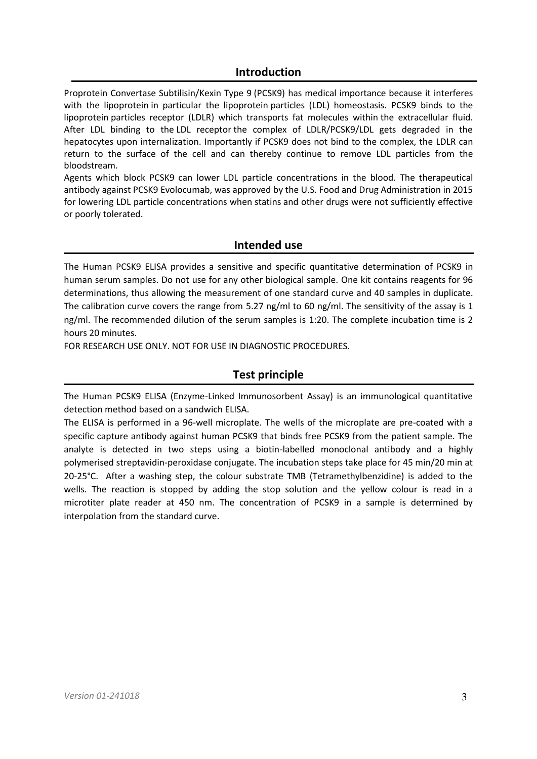## Introduction

Proprotein Convertase Subtilisin/Kexin Type 9 (PCSK9) has medical importance because it interferes with the lipoprotein in particular the lipoprotein particles (LDL) homeostasis. PCSK9 binds to the lipoprotein particles receptor (LDLR) which transports fat molecules within the extracellular fluid. After LDL binding to the LDL receptor the complex of LDLR/PCSK9/LDL gets degraded in the hepatocytes upon internalization. Importantly if PCSK9 does not bind to the complex, the LDLR can return to the surface of the cell and can thereby continue to remove LDL particles from the bloodstream.

Agents which block PCSK9 can lower LDL particle concentrations in the blood. The therapeutical antibody against PCSK9 Evolocumab, was approved by the U.S. Food and Drug Administration in 2015 for lowering LDL particle concentrations when statins and other drugs were not sufficiently effective or poorly tolerated.

## Intended use

The Human PCSK9 ELISA provides a sensitive and specific quantitative determination of PCSK9 in human serum samples. Do not use for any other biological sample. One kit contains reagents for 96 determinations, thus allowing the measurement of one standard curve and 40 samples in duplicate. The calibration curve covers the range from 5.27 ng/ml to 60 ng/ml. The sensitivity of the assay is 1 ng/ml. The recommended dilution of the serum samples is 1:20. The complete incubation time is 2 hours 20 minutes.

FOR RESEARCH USE ONLY. NOT FOR USE IN DIAGNOSTIC PROCEDURES.

## Test principle

The Human PCSK9 ELISA (Enzyme-Linked Immunosorbent Assay) is an immunological quantitative detection method based on a sandwich ELISA.

The ELISA is performed in a 96-well microplate. The wells of the microplate are pre-coated with a specific capture antibody against human PCSK9 that binds free PCSK9 from the patient sample. The analyte is detected in two steps using a biotin-labelled monoclonal antibody and a highly polymerised streptavidin-peroxidase conjugate. The incubation steps take place for 45 min/20 min at 20-25°C. After a washing step, the colour substrate TMB (Tetramethylbenzidine) is added to the wells. The reaction is stopped by adding the stop solution and the yellow colour is read in a microtiter plate reader at 450 nm. The concentration of PCSK9 in a sample is determined by interpolation from the standard curve.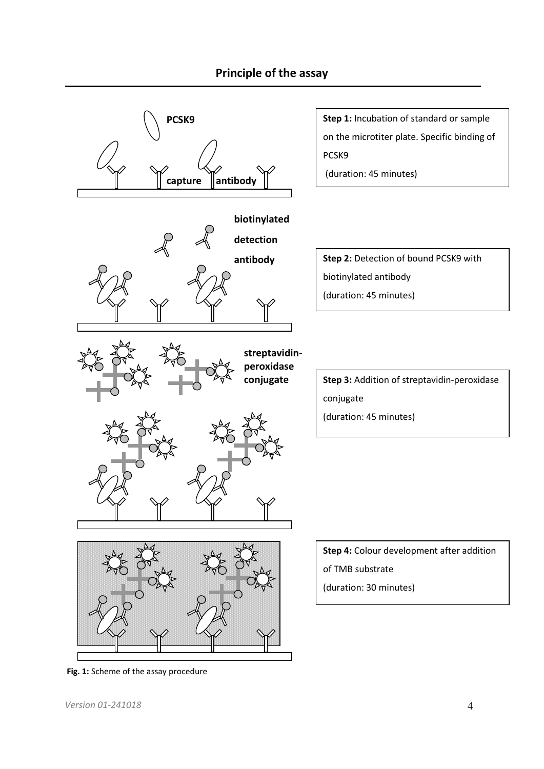## Principle of the assay

**Step 1:** Incubation of standard or sample on the microtiter plate. Specific binding of PCSK9
(duration: 45 minutes)

**Step 2:** Detection of bound PCSK9 with biotinylated antibody
(duration: 45 minutes)

**Step 3:** Addition of streptavidin-peroxidase conjugate
(duration: 45 minutes)

**Step 4:** Colour development after addition of TMB substrate
(duration: 30 minutes)

**Fig. 1:** Scheme of the assay procedure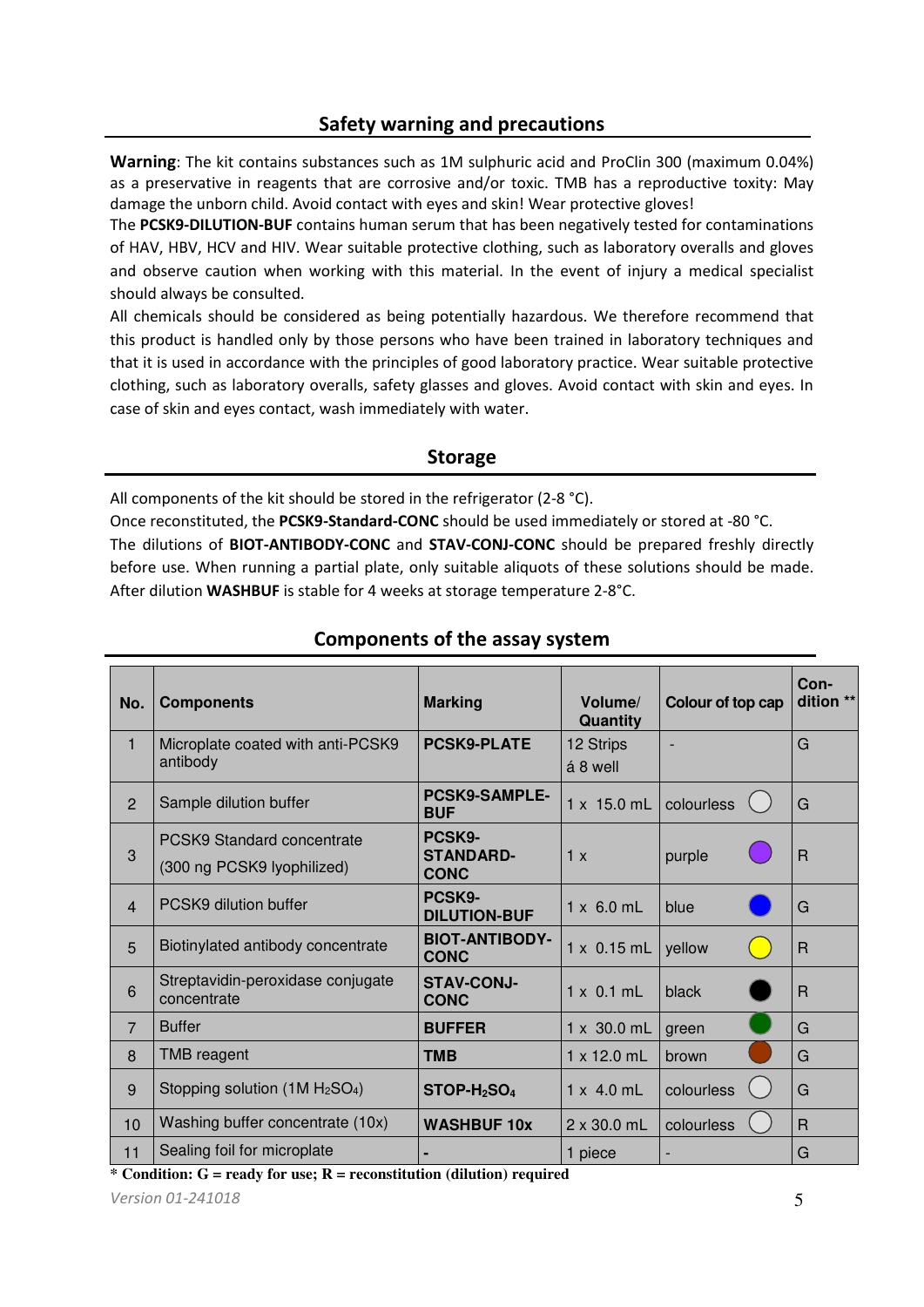## Safety warning and precautions

**Warning**: The kit contains substances such as 1M sulphuric acid and ProClin 300 (maximum 0.04%) as a preservative in reagents that are corrosive and/or toxic. TMB has a reproductive toxity: May damage the unborn child. Avoid contact with eyes and skin! Wear protective gloves!

The **PCSK9-DILUTION-BUF** contains human serum that has been negatively tested for contaminations of HAV, HBV, HCV and HIV. Wear suitable protective clothing, such as laboratory overalls and gloves and observe caution when working with this material. In the event of injury a medical specialist should always be consulted.

All chemicals should be considered as being potentially hazardous. We therefore recommend that this product is handled only by those persons who have been trained in laboratory techniques and that it is used in accordance with the principles of good laboratory practice. Wear suitable protective clothing, such as laboratory overalls, safety glasses and gloves. Avoid contact with skin and eyes. In case of skin and eyes contact, wash immediately with water.

## Storage

All components of the kit should be stored in the refrigerator (2-8 °C).

Once reconstituted, the **PCSK9-Standard-CONC** should be used immediately or stored at -80 °C.

The dilutions of **BIOT-ANTIBODY-CONC** and **STAV-CONJ-CONC** should be prepared freshly directly before use. When running a partial plate, only suitable aliquots of these solutions should be made. After dilution **WASHBUF** is stable for 4 weeks at storage temperature 2-8°C.

## Components of the assay system

| No. | Components | Marking | Volume/ Quantity | Colour of top cap | Con-dition ** |
|---|---|---|---|---|---|
| 1 | Microplate coated with anti-PCSK9 antibody | **PCSK9-PLATE** | 12 Strips á 8 well | - | G |
| 2 | Sample dilution buffer | **PCSK9-SAMPLE-BUF** | 1 x 15.0 mL | colourless | G |
| 3 | PCSK9 Standard concentrate (300 ng PCSK9 lyophilized) | **PCSK9-STANDARD-CONC** | 1 x | purple | R |
| 4 | PCSK9 dilution buffer | **PCSK9-DILUTION-BUF** | 1 x 6.0 mL | blue | G |
| 5 | Biotinylated antibody concentrate | **BIOT-ANTIBODY-CONC** | 1 x 0.15 mL | yellow | R |
| 6 | Streptavidin-peroxidase conjugate concentrate | **STAV-CONJ-CONC** | 1 x 0.1 mL | black | R |
| 7 | Buffer | **BUFFER** | 1 x 30.0 mL | green | G |
| 8 | TMB reagent | **TMB** | 1 x 12.0 mL | brown | G |
| 9 | Stopping solution (1M $H_2SO_4$) | **STOP-$H_2SO_4$** | 1 x 4.0 mL | colourless | G |
| 10 | Washing buffer concentrate (10x) | **WASHBUF 10x** | 2 x 30.0 mL | colourless | R |
| 11 | Sealing foil for microplate | - | 1 piece | - | G |

**\* Condition: G = ready for use; R = reconstitution (dilution) required**

*Version 01-241018*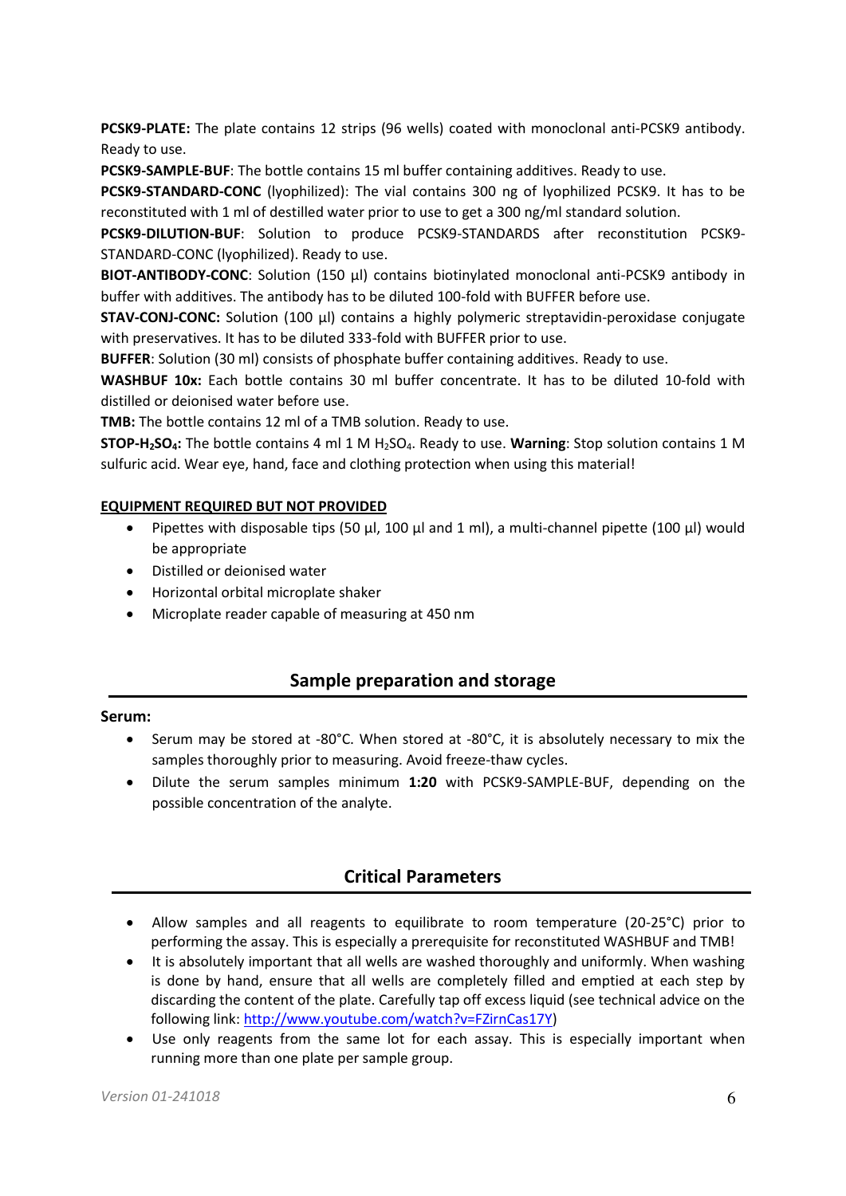**PCSK9-PLATE:** The plate contains 12 strips (96 wells) coated with monoclonal anti-PCSK9 antibody. Ready to use.

**PCSK9-SAMPLE-BUF**: The bottle contains 15 ml buffer containing additives. Ready to use.

**PCSK9-STANDARD-CONC** (lyophilized): The vial contains 300 ng of lyophilized PCSK9. It has to be reconstituted with 1 ml of destilled water prior to use to get a 300 ng/ml standard solution.

**PCSK9-DILUTION-BUF**: Solution to produce PCSK9-STANDARDS after reconstitution PCSK9-STANDARD-CONC (lyophilized). Ready to use.

**BIOT-ANTIBODY-CONC**: Solution (150 µl) contains biotinylated monoclonal anti-PCSK9 antibody in buffer with additives. The antibody has to be diluted 100-fold with BUFFER before use.

**STAV-CONJ-CONC:** Solution (100 µl) contains a highly polymeric streptavidin-peroxidase conjugate with preservatives. It has to be diluted 333-fold with BUFFER prior to use.

**BUFFER**: Solution (30 ml) consists of phosphate buffer containing additives. Ready to use.

**WASHBUF 10x:** Each bottle contains 30 ml buffer concentrate. It has to be diluted 10-fold with distilled or deionised water before use.

**TMB:** The bottle contains 12 ml of a TMB solution. Ready to use.

**STOP-$H_2SO_4$:** The bottle contains 4 ml 1 M $H_2SO_4$. Ready to use. **Warning**: Stop solution contains 1 M sulfuric acid. Wear eye, hand, face and clothing protection when using this material!

**EQUIPMENT REQUIRED BUT NOT PROVIDED**

- Pipettes with disposable tips (50 µl, 100 µl and 1 ml), a multi-channel pipette (100 µl) would be appropriate
- Distilled or deionised water
- Horizontal orbital microplate shaker
- Microplate reader capable of measuring at 450 nm

## Sample preparation and storage

**Serum:**

- Serum may be stored at -80°C. When stored at -80°C, it is absolutely necessary to mix the samples thoroughly prior to measuring. Avoid freeze-thaw cycles.
- Dilute the serum samples minimum **1:20** with PCSK9-SAMPLE-BUF, depending on the possible concentration of the analyte.

## Critical Parameters

- Allow samples and all reagents to equilibrate to room temperature (20-25°C) prior to performing the assay. This is especially a prerequisite for reconstituted WASHBUF and TMB!
- It is absolutely important that all wells are washed thoroughly and uniformly. When washing is done by hand, ensure that all wells are completely filled and emptied at each step by discarding the content of the plate. Carefully tap off excess liquid (see technical advice on the following link: http://www.youtube.com/watch?v=FZirnCas17Y)
- Use only reagents from the same lot for each assay. This is especially important when running more than one plate per sample group.

*Version 01-241018*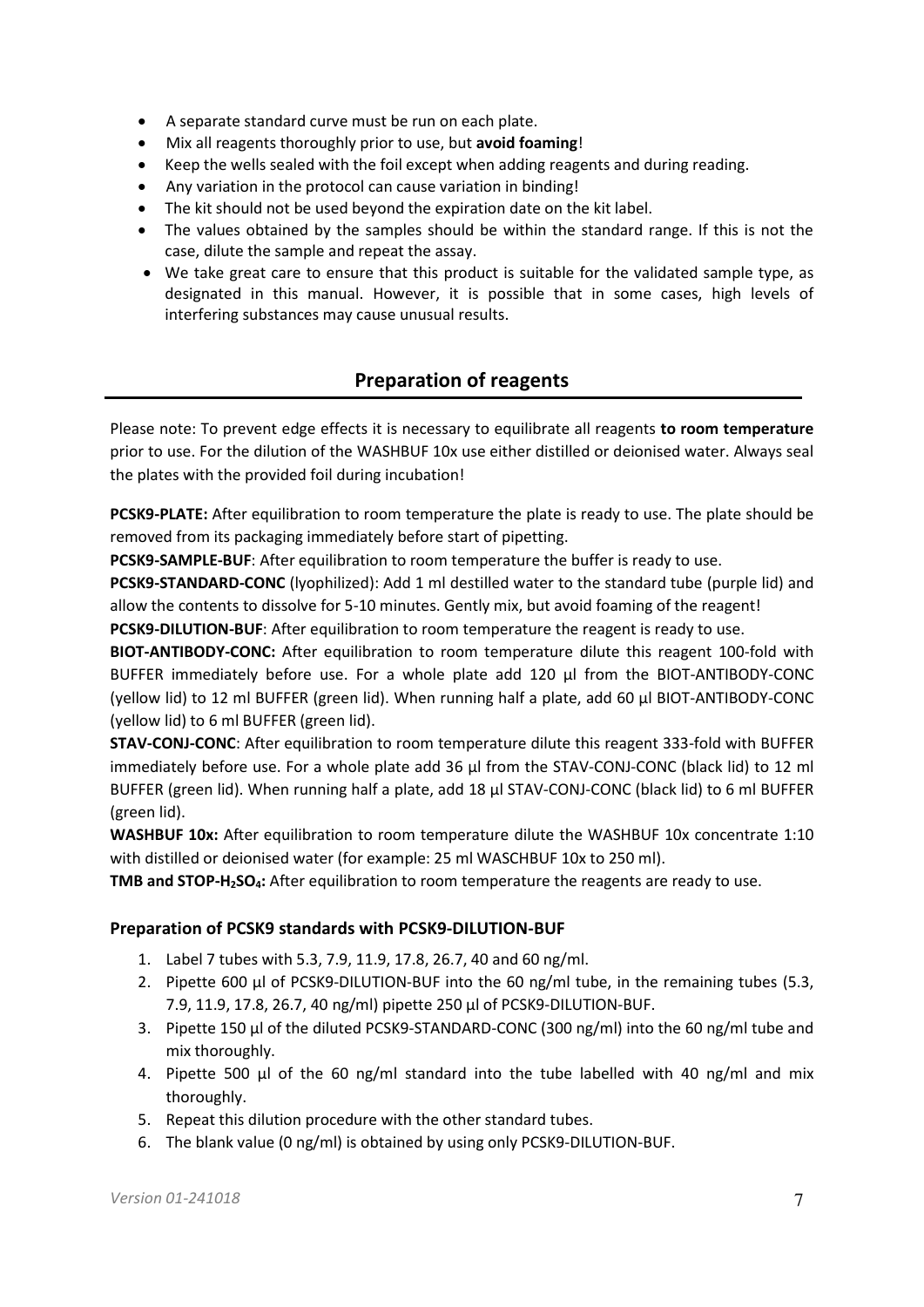- A separate standard curve must be run on each plate.
- Mix all reagents thoroughly prior to use, but **avoid foaming**!
- Keep the wells sealed with the foil except when adding reagents and during reading.
- Any variation in the protocol can cause variation in binding!
- The kit should not be used beyond the expiration date on the kit label.
- The values obtained by the samples should be within the standard range. If this is not the case, dilute the sample and repeat the assay.
- We take great care to ensure that this product is suitable for the validated sample type, as designated in this manual. However, it is possible that in some cases, high levels of interfering substances may cause unusual results.

## Preparation of reagents

Please note: To prevent edge effects it is necessary to equilibrate all reagents **to room temperature** prior to use. For the dilution of the WASHBUF 10x use either distilled or deionised water. Always seal the plates with the provided foil during incubation!

**PCSK9-PLATE:** After equilibration to room temperature the plate is ready to use. The plate should be removed from its packaging immediately before start of pipetting.

**PCSK9-SAMPLE-BUF**: After equilibration to room temperature the buffer is ready to use.

**PCSK9-STANDARD-CONC** (lyophilized): Add 1 ml destilled water to the standard tube (purple lid) and allow the contents to dissolve for 5-10 minutes. Gently mix, but avoid foaming of the reagent!

**PCSK9-DILUTION-BUF**: After equilibration to room temperature the reagent is ready to use.

**BIOT-ANTIBODY-CONC:** After equilibration to room temperature dilute this reagent 100-fold with BUFFER immediately before use. For a whole plate add 120 µl from the BIOT-ANTIBODY-CONC (yellow lid) to 12 ml BUFFER (green lid). When running half a plate, add 60 µl BIOT-ANTIBODY-CONC (yellow lid) to 6 ml BUFFER (green lid).

**STAV-CONJ-CONC**: After equilibration to room temperature dilute this reagent 333-fold with BUFFER immediately before use. For a whole plate add 36 µl from the STAV-CONJ-CONC (black lid) to 12 ml BUFFER (green lid). When running half a plate, add 18 µl STAV-CONJ-CONC (black lid) to 6 ml BUFFER (green lid).

**WASHBUF 10x:** After equilibration to room temperature dilute the WASHBUF 10x concentrate 1:10 with distilled or deionised water (for example: 25 ml WASCHBUF 10x to 250 ml).

**TMB and STOP-$H_2SO_4$:** After equilibration to room temperature the reagents are ready to use.

### Preparation of PCSK9 standards with PCSK9-DILUTION-BUF

1. Label 7 tubes with 5.3, 7.9, 11.9, 17.8, 26.7, 40 and 60 ng/ml.
2. Pipette 600 µl of PCSK9-DILUTION-BUF into the 60 ng/ml tube, in the remaining tubes (5.3, 7.9, 11.9, 17.8, 26.7, 40 ng/ml) pipette 250 µl of PCSK9-DILUTION-BUF.
3. Pipette 150 µl of the diluted PCSK9-STANDARD-CONC (300 ng/ml) into the 60 ng/ml tube and mix thoroughly.
4. Pipette 500 µl of the 60 ng/ml standard into the tube labelled with 40 ng/ml and mix thoroughly.
5. Repeat this dilution procedure with the other standard tubes.
6. The blank value (0 ng/ml) is obtained by using only PCSK9-DILUTION-BUF.

*Version 01-241018*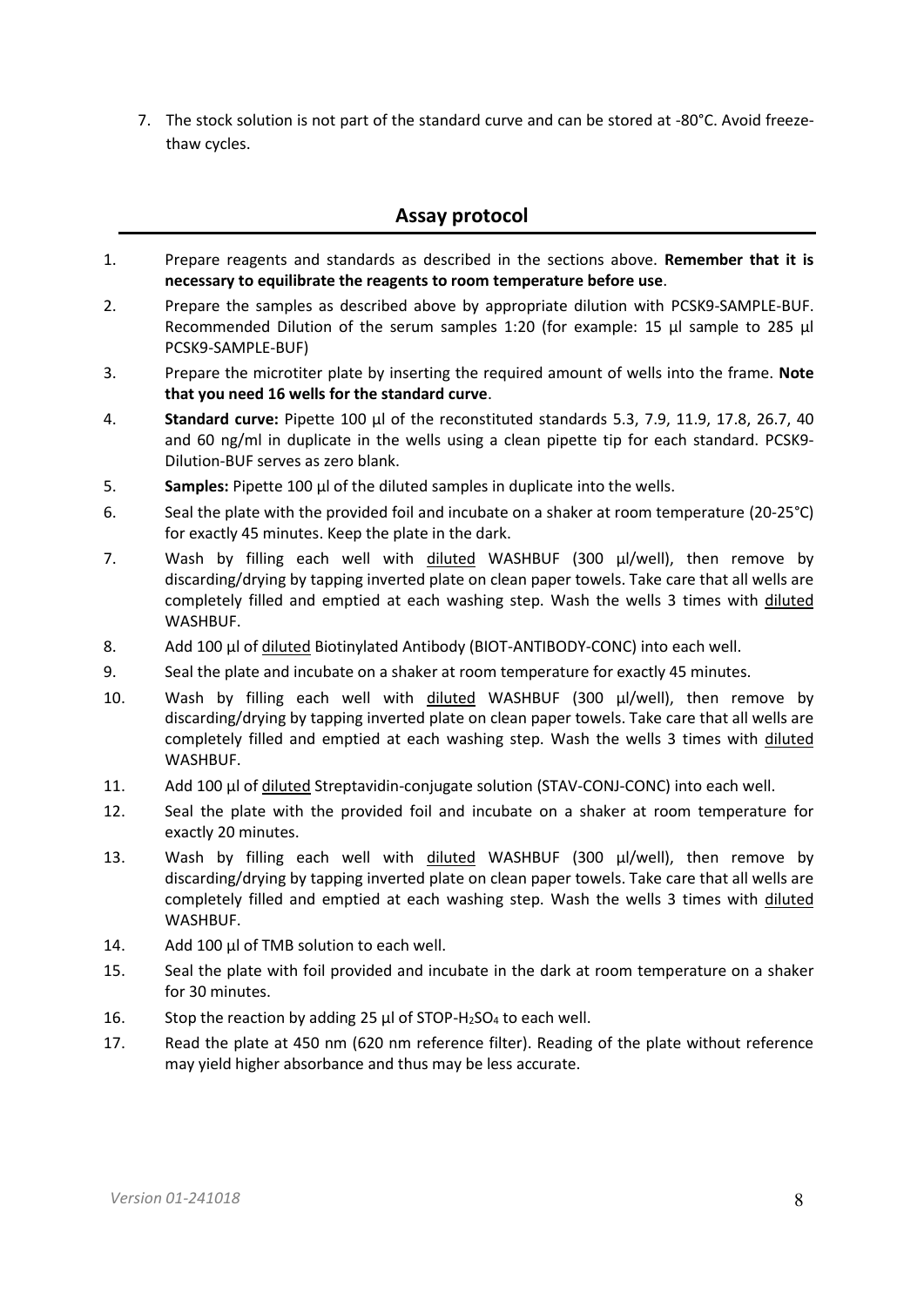7. The stock solution is not part of the standard curve and can be stored at -80°C. Avoid freeze-thaw cycles.

## Assay protocol

1. Prepare reagents and standards as described in the sections above. **Remember that it is necessary to equilibrate the reagents to room temperature before use**.
2. Prepare the samples as described above by appropriate dilution with PCSK9-SAMPLE-BUF. Recommended Dilution of the serum samples 1:20 (for example: 15 µl sample to 285 µl PCSK9-SAMPLE-BUF)
3. Prepare the microtiter plate by inserting the required amount of wells into the frame. **Note that you need 16 wells for the standard curve**.
4. **Standard curve:** Pipette 100 µl of the reconstituted standards 5.3, 7.9, 11.9, 17.8, 26.7, 40 and 60 ng/ml in duplicate in the wells using a clean pipette tip for each standard. PCSK9-Dilution-BUF serves as zero blank.
5. **Samples:** Pipette 100 µl of the diluted samples in duplicate into the wells.
6. Seal the plate with the provided foil and incubate on a shaker at room temperature (20-25°C) for exactly 45 minutes. Keep the plate in the dark.
7. Wash by filling each well with diluted WASHBUF (300 µl/well), then remove by discarding/drying by tapping inverted plate on clean paper towels. Take care that all wells are completely filled and emptied at each washing step. Wash the wells 3 times with diluted WASHBUF.
8. Add 100 µl of diluted Biotinylated Antibody (BIOT-ANTIBODY-CONC) into each well.
9. Seal the plate and incubate on a shaker at room temperature for exactly 45 minutes.
10. Wash by filling each well with diluted WASHBUF (300 µl/well), then remove by discarding/drying by tapping inverted plate on clean paper towels. Take care that all wells are completely filled and emptied at each washing step. Wash the wells 3 times with diluted WASHBUF.
11. Add 100 µl of diluted Streptavidin-conjugate solution (STAV-CONJ-CONC) into each well.
12. Seal the plate with the provided foil and incubate on a shaker at room temperature for exactly 20 minutes.
13. Wash by filling each well with diluted WASHBUF (300 µl/well), then remove by discarding/drying by tapping inverted plate on clean paper towels. Take care that all wells are completely filled and emptied at each washing step. Wash the wells 3 times with diluted WASHBUF.
14. Add 100 µl of TMB solution to each well.
15. Seal the plate with foil provided and incubate in the dark at room temperature on a shaker for 30 minutes.
16. Stop the reaction by adding 25 µl of STOP-$H_2SO_4$ to each well.
17. Read the plate at 450 nm (620 nm reference filter). Reading of the plate without reference may yield higher absorbance and thus may be less accurate.

*Version 01-241018*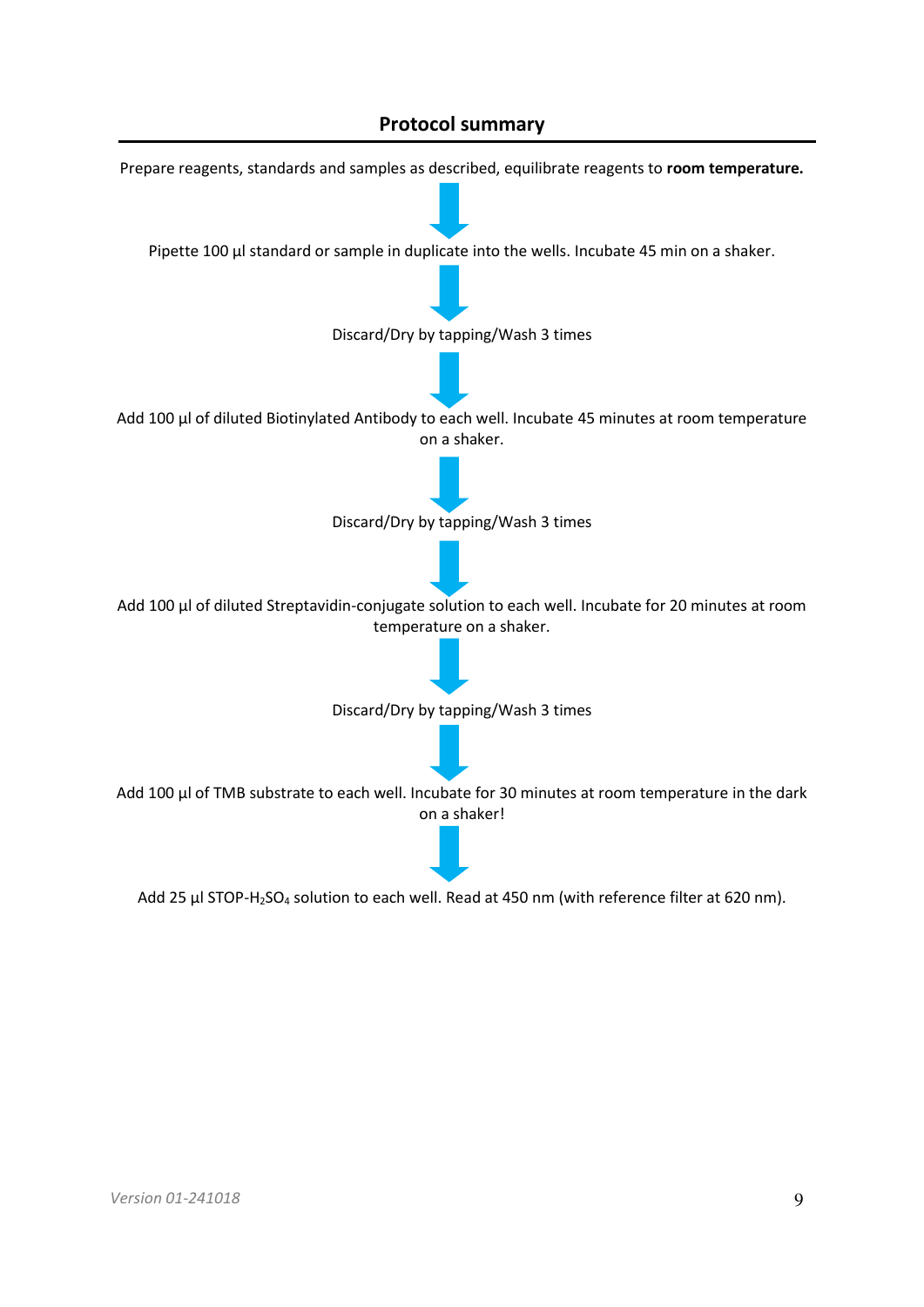## Protocol summary

Prepare reagents, standards and samples as described, equilibrate reagents to **room temperature.**

↓

Pipette 100 µl standard or sample in duplicate into the wells. Incubate 45 min on a shaker.

↓

Discard/Dry by tapping/Wash 3 times

↓

Add 100 µl of diluted Biotinylated Antibody to each well. Incubate 45 minutes at room temperature on a shaker.

↓

Discard/Dry by tapping/Wash 3 times

↓

Add 100 µl of diluted Streptavidin-conjugate solution to each well. Incubate for 20 minutes at room temperature on a shaker.

↓

Discard/Dry by tapping/Wash 3 times

↓

Add 100 µl of TMB substrate to each well. Incubate for 30 minutes at room temperature in the dark on a shaker!

↓

Add 25 µl STOP-$H_2SO_4$ solution to each well. Read at 450 nm (with reference filter at 620 nm).

*Version 01-241018*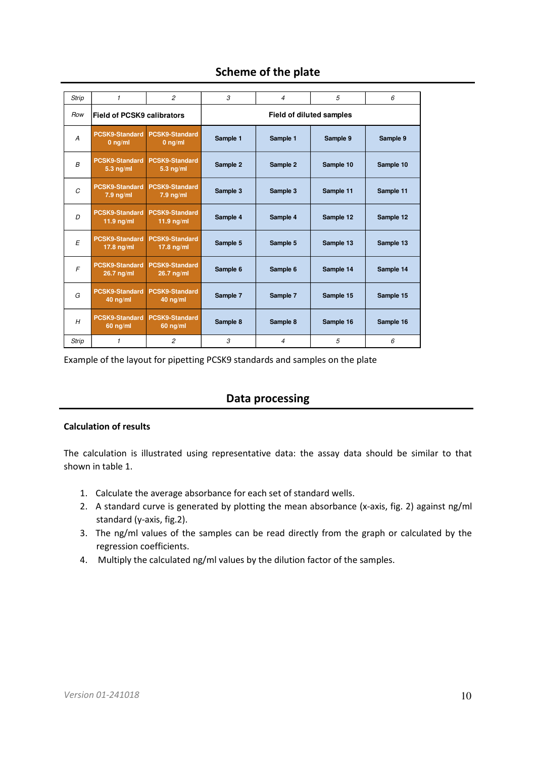## Scheme of the plate

| Strip | 1 | 2 | 3 | 4 | 5 | 6 |
|---|---|---|---|---|---|---|
| Row | Field of PCSK9 calibrators | | Field of diluted samples | | | |
| A | PCSK9-Standard 0 ng/ml | PCSK9-Standard 0 ng/ml | Sample 1 | Sample 1 | Sample 9 | Sample 9 |
| B | PCSK9-Standard 5.3 ng/ml | PCSK9-Standard 5.3 ng/ml | Sample 2 | Sample 2 | Sample 10 | Sample 10 |
| C | PCSK9-Standard 7.9 ng/ml | PCSK9-Standard 7.9 ng/ml | Sample 3 | Sample 3 | Sample 11 | Sample 11 |
| D | PCSK9-Standard 11.9 ng/ml | PCSK9-Standard 11.9 ng/ml | Sample 4 | Sample 4 | Sample 12 | Sample 12 |
| E | PCSK9-Standard 17.8 ng/ml | PCSK9-Standard 17.8 ng/ml | Sample 5 | Sample 5 | Sample 13 | Sample 13 |
| F | PCSK9-Standard 26.7 ng/ml | PCSK9-Standard 26.7 ng/ml | Sample 6 | Sample 6 | Sample 14 | Sample 14 |
| G | PCSK9-Standard 40 ng/ml | PCSK9-Standard 40 ng/ml | Sample 7 | Sample 7 | Sample 15 | Sample 15 |
| H | PCSK9-Standard 60 ng/ml | PCSK9-Standard 60 ng/ml | Sample 8 | Sample 8 | Sample 16 | Sample 16 |
| Strip | 1 | 2 | 3 | 4 | 5 | 6 |

Example of the layout for pipetting PCSK9 standards and samples on the plate

## Data processing

**Calculation of results**

The calculation is illustrated using representative data: the assay data should be similar to that shown in table 1.

1. Calculate the average absorbance for each set of standard wells.
2. A standard curve is generated by plotting the mean absorbance (x-axis, fig. 2) against ng/ml standard (y-axis, fig.2).
3. The ng/ml values of the samples can be read directly from the graph or calculated by the regression coefficients.
4. Multiply the calculated ng/ml values by the dilution factor of the samples.

*Version 01-241018*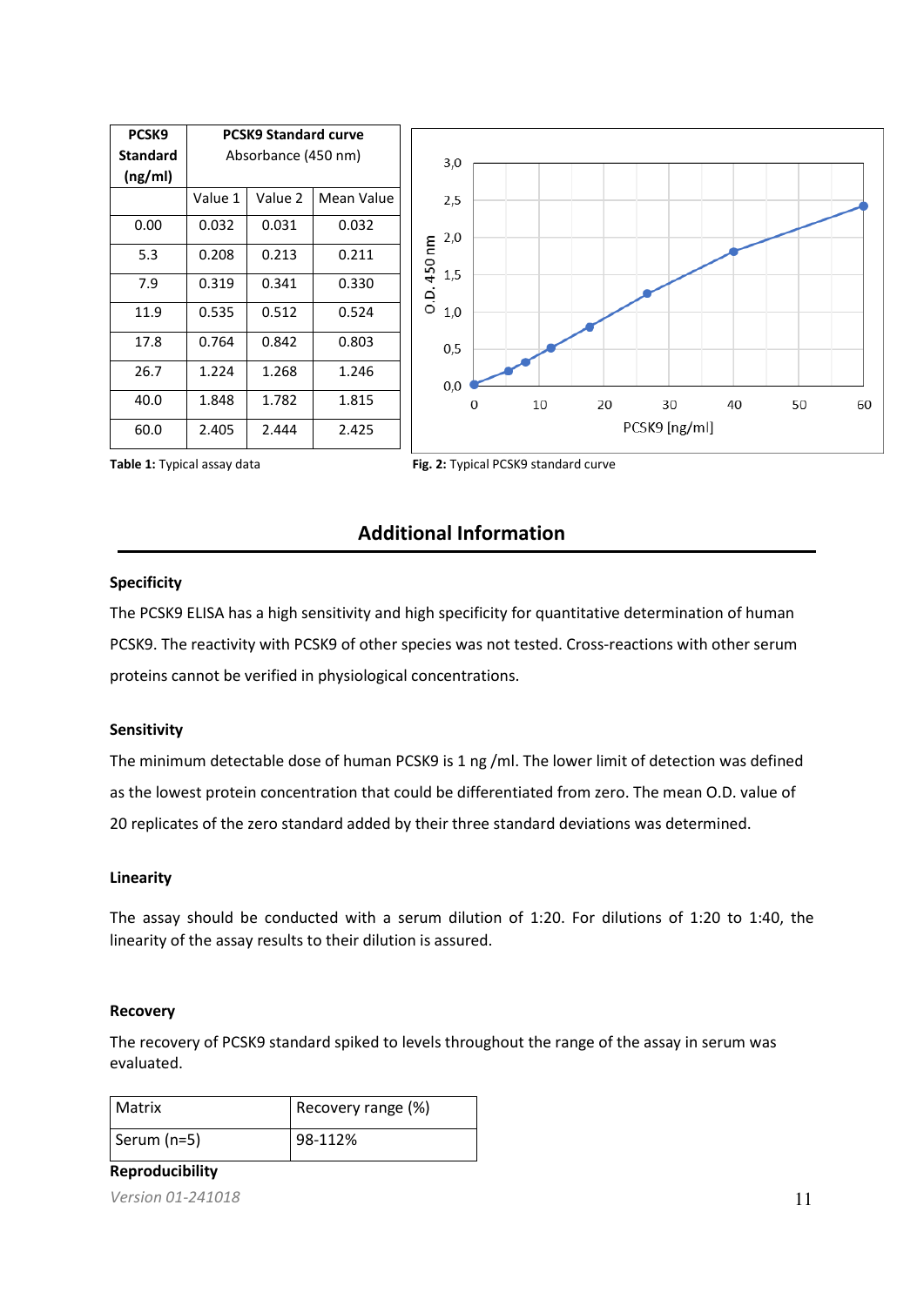| PCSK9 Standard (ng/ml) | PCSK9 Standard curve Absorbance (450 nm) | | |
|---|---|---|---|
| | Value 1 | Value 2 | Mean Value |
| 0.00 | 0.032 | 0.031 | 0.032 |
| 5.3 | 0.208 | 0.213 | 0.211 |
| 7.9 | 0.319 | 0.341 | 0.330 |
| 11.9 | 0.535 | 0.512 | 0.524 |
| 17.8 | 0.764 | 0.842 | 0.803 |
| 26.7 | 1.224 | 1.268 | 1.246 |
| 40.0 | 1.848 | 1.782 | 1.815 |
| 60.0 | 2.405 | 2.444 | 2.425 |

**Table 1:** Typical assay data

**Fig. 2:** Typical PCSK9 standard curve

## Additional Information

### Specificity

The PCSK9 ELISA has a high sensitivity and high specificity for quantitative determination of human PCSK9. The reactivity with PCSK9 of other species was not tested. Cross-reactions with other serum proteins cannot be verified in physiological concentrations.

### Sensitivity

The minimum detectable dose of human PCSK9 is 1 ng /ml. The lower limit of detection was defined as the lowest protein concentration that could be differentiated from zero. The mean O.D. value of 20 replicates of the zero standard added by their three standard deviations was determined.

### Linearity

The assay should be conducted with a serum dilution of 1:20. For dilutions of 1:20 to 1:40, the linearity of the assay results to their dilution is assured.

### Recovery

The recovery of PCSK9 standard spiked to levels throughout the range of the assay in serum was evaluated.

| Matrix | Recovery range (%) |
|---|---|
| Serum (n=5) | 98-112% |

### Reproducibility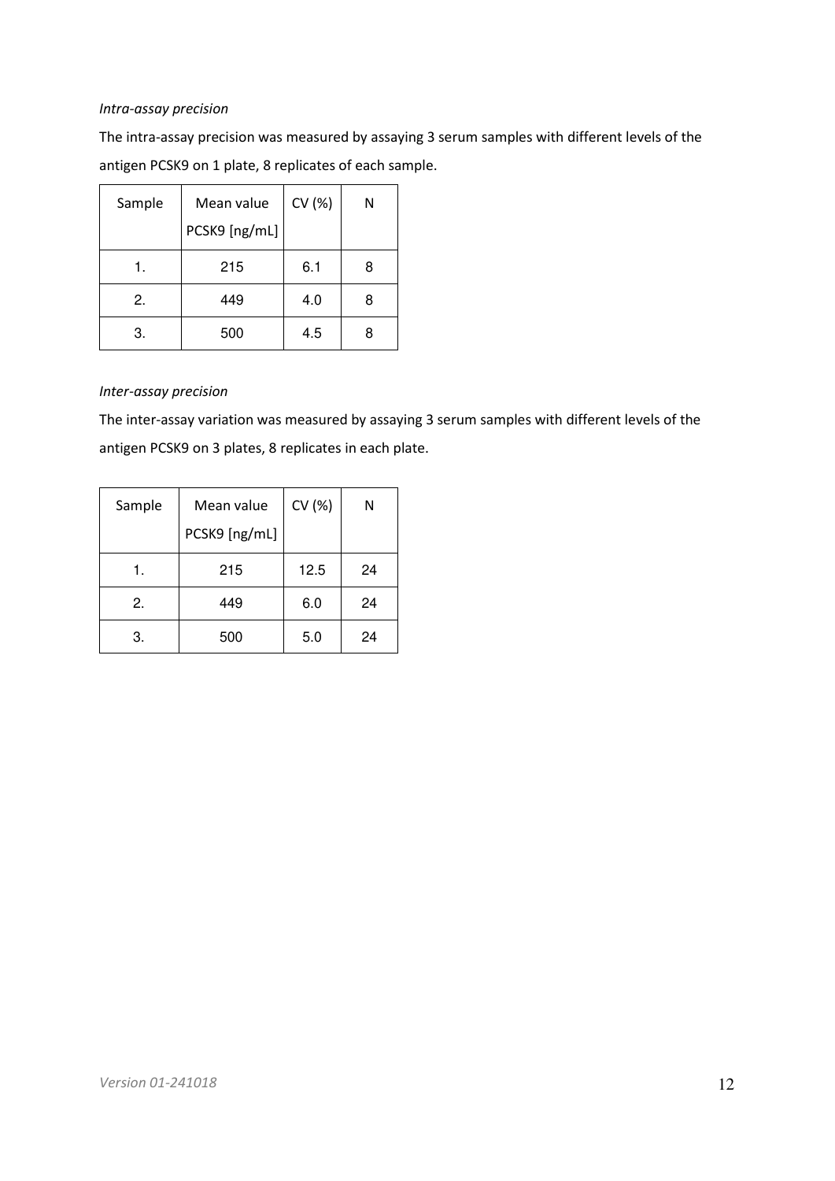*Intra-assay precision*

The intra-assay precision was measured by assaying 3 serum samples with different levels of the antigen PCSK9 on 1 plate, 8 replicates of each sample.

| Sample | Mean value PCSK9 [ng/mL] | CV (%) | N |
|---|---|---|---|
| 1. | 215 | 6.1 | 8 |
| 2. | 449 | 4.0 | 8 |
| 3. | 500 | 4.5 | 8 |

*Inter-assay precision*

The inter-assay variation was measured by assaying 3 serum samples with different levels of the antigen PCSK9 on 3 plates, 8 replicates in each plate.

| Sample | Mean value PCSK9 [ng/mL] | CV (%) | N |
|---|---|---|---|
| 1. | 215 | 12.5 | 24 |
| 2. | 449 | 6.0 | 24 |
| 3. | 500 | 5.0 | 24 |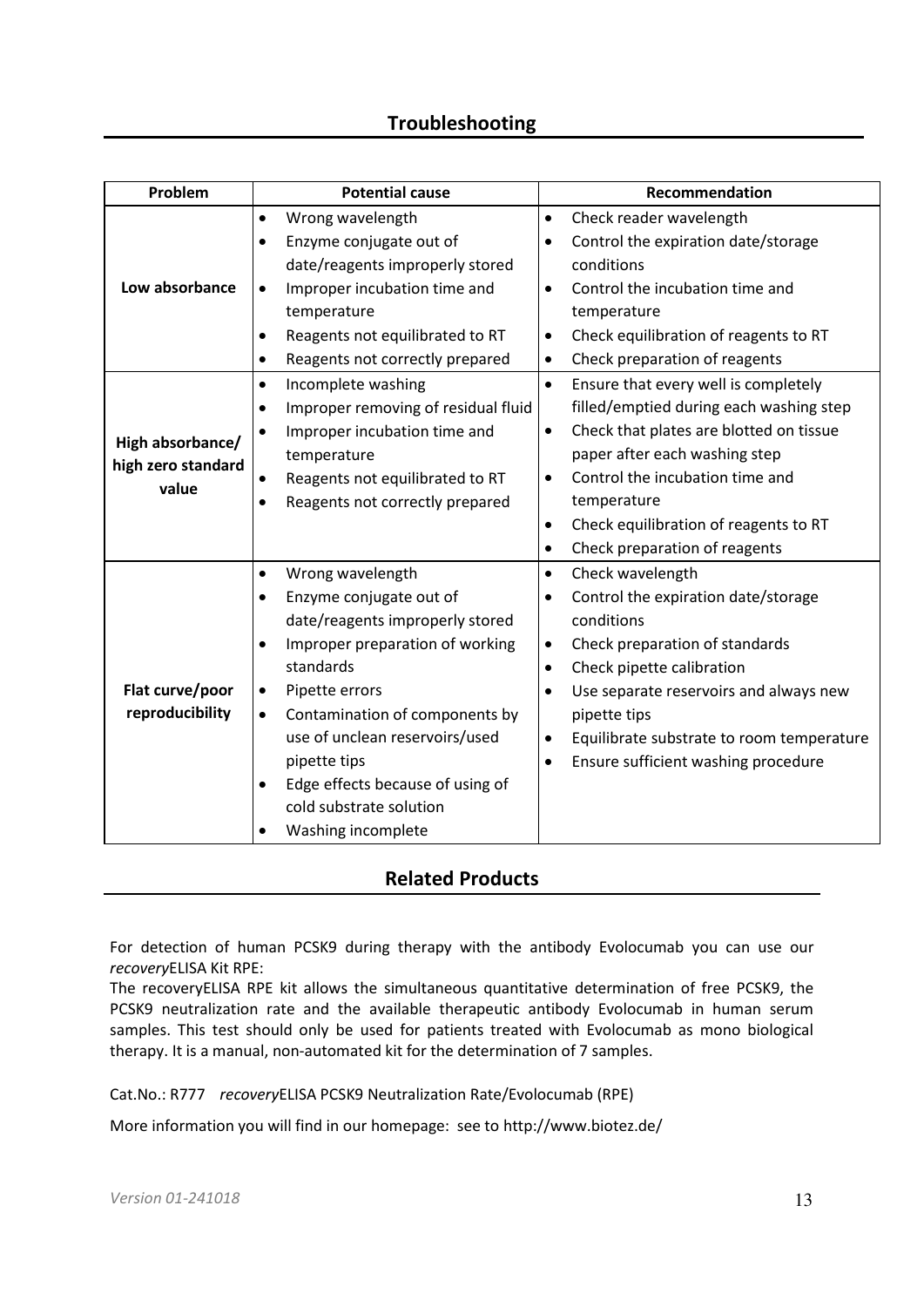## Troubleshooting

| Problem | Potential cause | Recommendation |
|---|---|---|
| **Low absorbance** | • Wrong wavelength<br>• Enzyme conjugate out of date/reagents improperly stored<br>• Improper incubation time and temperature<br>• Reagents not equilibrated to RT<br>• Reagents not correctly prepared | • Check reader wavelength<br>• Control the expiration date/storage conditions<br>• Control the incubation time and temperature<br>• Check equilibration of reagents to RT<br>• Check preparation of reagents |
| **High absorbance/ high zero standard value** | • Incomplete washing<br>• Improper removing of residual fluid<br>• Improper incubation time and temperature<br>• Reagents not equilibrated to RT<br>• Reagents not correctly prepared | • Ensure that every well is completely filled/emptied during each washing step<br>• Check that plates are blotted on tissue paper after each washing step<br>• Control the incubation time and temperature<br>• Check equilibration of reagents to RT<br>• Check preparation of reagents |
| **Flat curve/poor reproducibility** | • Wrong wavelength<br>• Enzyme conjugate out of date/reagents improperly stored<br>• Improper preparation of working standards<br>• Pipette errors<br>• Contamination of components by use of unclean reservoirs/used pipette tips<br>• Edge effects because of using of cold substrate solution<br>• Washing incomplete | • Check wavelength<br>• Control the expiration date/storage conditions<br>• Check preparation of standards<br>• Check pipette calibration<br>• Use separate reservoirs and always new pipette tips<br>• Equilibrate substrate to room temperature<br>• Ensure sufficient washing procedure |

## Related Products

For detection of human PCSK9 during therapy with the antibody Evolocumab you can use our *recovery*ELISA Kit RPE:
The recoveryELISA RPE kit allows the simultaneous quantitative determination of free PCSK9, the PCSK9 neutralization rate and the available therapeutic antibody Evolocumab in human serum samples. This test should only be used for patients treated with Evolocumab as mono biological therapy. It is a manual, non-automated kit for the determination of 7 samples.

Cat.No.: R777 *recovery*ELISA PCSK9 Neutralization Rate/Evolocumab (RPE)

More information you will find in our homepage: see to http://www.biotez.de/

*Version 01-241018*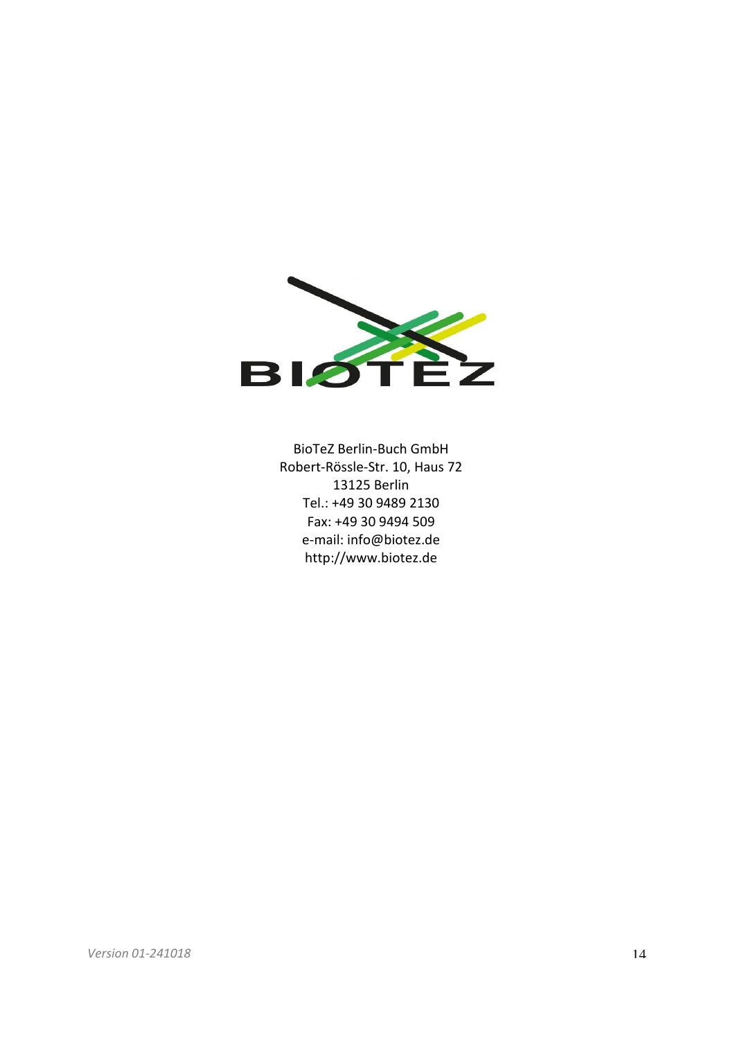BioTeZ Berlin-Buch GmbH
Robert-Rössle-Str. 10, Haus 72
13125 Berlin
Tel.: +49 30 9489 2130
Fax: +49 30 9494 509
e-mail: info@biotez.de
http://www.biotez.de

*Version 01-241018*